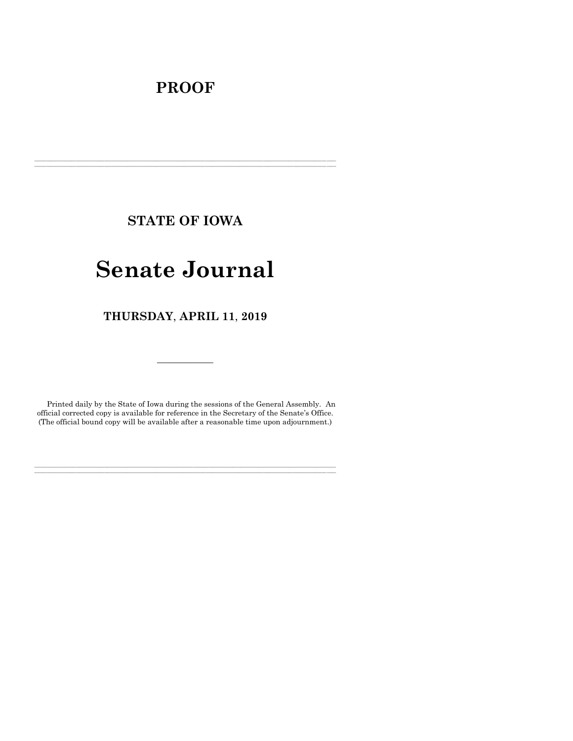# PROOF

---

## STATE OF IOWA

# Senate Journal

## THURSDAY, APRIL 11, 2019

---

Printed daily by the State of Iowa during the sessions of the General Assembly. An official corrected copy is available for reference in the Secretary of the Senate's Office. (The official bound copy will be available after a reasonable time upon adjournment.)

---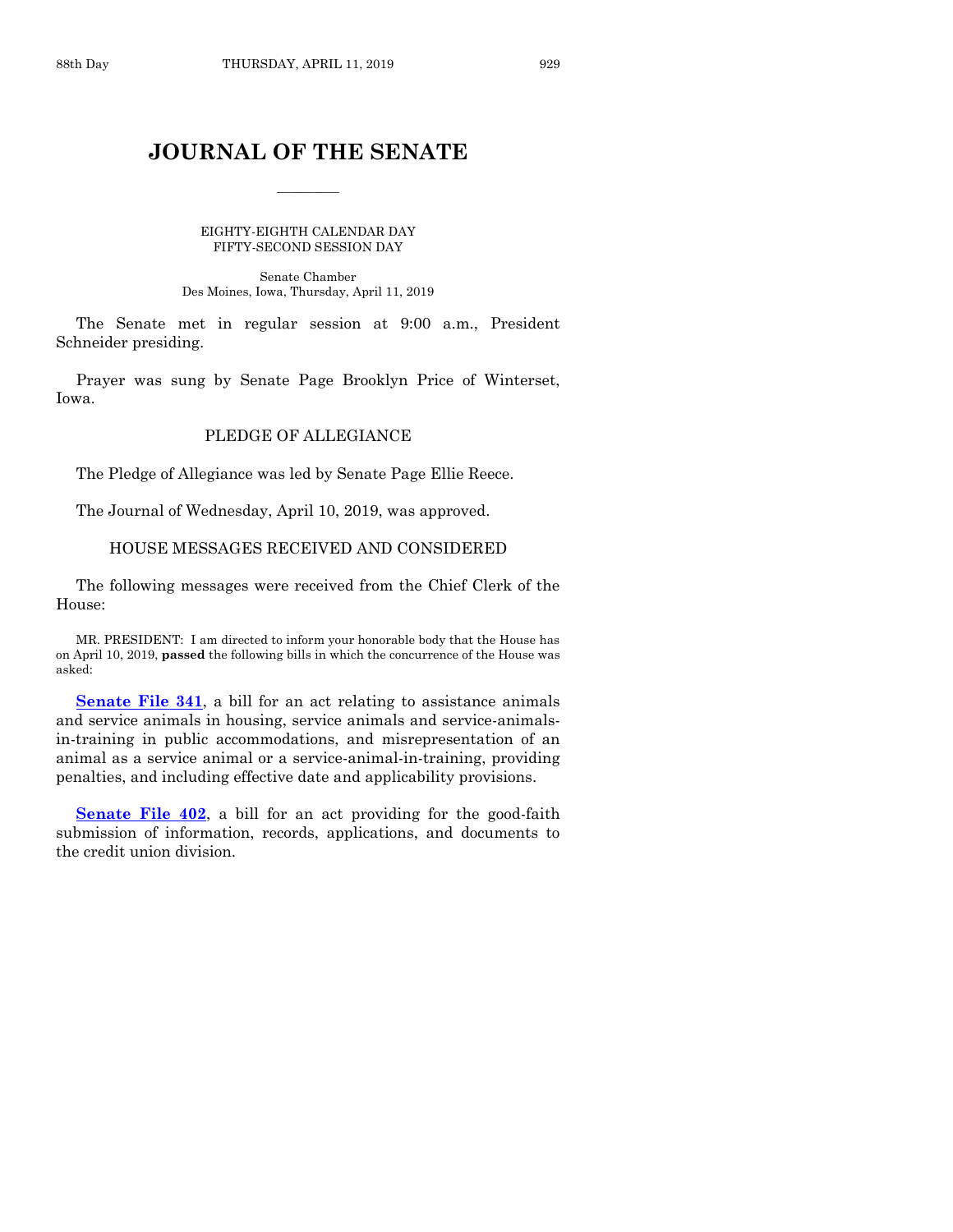# JOURNAL OF THE SENATE

EIGHTY-EIGHTH CALENDAR DAY
FIFTY-SECOND SESSION DAY

Senate Chamber
Des Moines, Iowa, Thursday, April 11, 2019

The Senate met in regular session at 9:00 a.m., President Schneider presiding.

Prayer was sung by Senate Page Brooklyn Price of Winterset, Iowa.

## PLEDGE OF ALLEGIANCE

The Pledge of Allegiance was led by Senate Page Ellie Reece.

The Journal of Wednesday, April 10, 2019, was approved.

## HOUSE MESSAGES RECEIVED AND CONSIDERED

The following messages were received from the Chief Clerk of the House:

MR. PRESIDENT: I am directed to inform your honorable body that the House has on April 10, 2019, **passed** the following bills in which the concurrence of the House was asked:

**Senate File 341**, a bill for an act relating to assistance animals and service animals in housing, service animals and service-animals-in-training in public accommodations, and misrepresentation of an animal as a service animal or a service-animal-in-training, providing penalties, and including effective date and applicability provisions.

**Senate File 402**, a bill for an act providing for the good-faith submission of information, records, applications, and documents to the credit union division.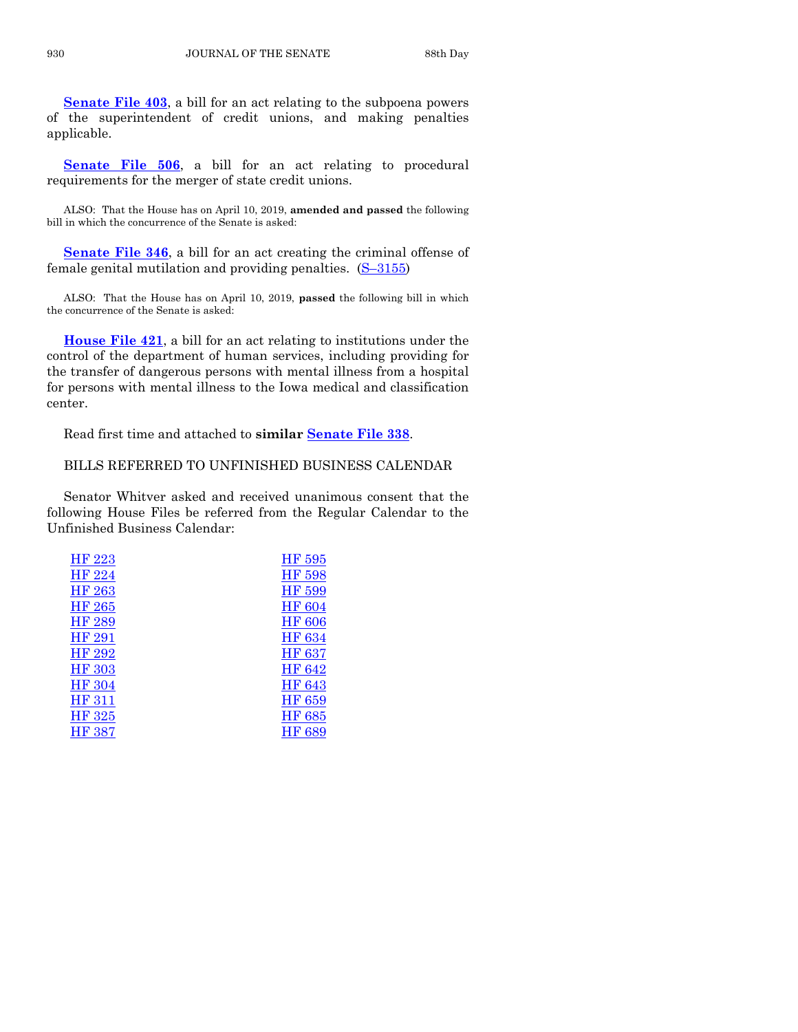**Senate File 403**, a bill for an act relating to the subpoena powers of the superintendent of credit unions, and making penalties applicable.

**Senate File 506**, a bill for an act relating to procedural requirements for the merger of state credit unions.

ALSO: That the House has on April 10, 2019, **amended and passed** the following bill in which the concurrence of the Senate is asked:

**Senate File 346**, a bill for an act creating the criminal offense of female genital mutilation and providing penalties. (S–3155)

ALSO: That the House has on April 10, 2019, **passed** the following bill in which the concurrence of the Senate is asked:

**House File 421**, a bill for an act relating to institutions under the control of the department of human services, including providing for the transfer of dangerous persons with mental illness from a hospital for persons with mental illness to the Iowa medical and classification center.

Read first time and attached to **similar Senate File 338**.

BILLS REFERRED TO UNFINISHED BUSINESS CALENDAR

Senator Whitver asked and received unanimous consent that the following House Files be referred from the Regular Calendar to the Unfinished Business Calendar:

| | |
|---|---|
| HF 223 | HF 595 |
| HF 224 | HF 598 |
| HF 263 | HF 599 |
| HF 265 | HF 604 |
| HF 289 | HF 606 |
| HF 291 | HF 634 |
| HF 292 | HF 637 |
| HF 303 | HF 642 |
| HF 304 | HF 643 |
| HF 311 | HF 659 |
| HF 325 | HF 685 |
| HF 387 | HF 689 |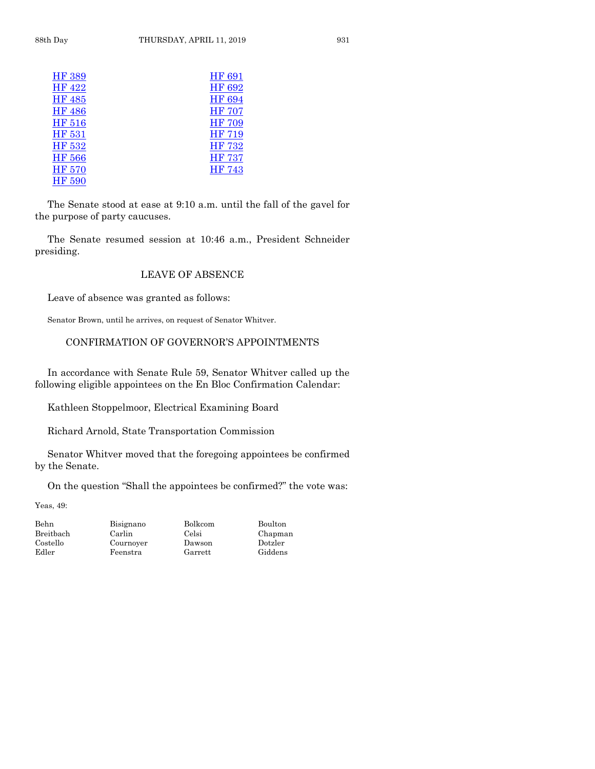| | |
|---|---|
| HF 389 | HF 691 |
| HF 422 | HF 692 |
| HF 485 | HF 694 |
| HF 486 | HF 707 |
| HF 516 | HF 709 |
| HF 531 | HF 719 |
| HF 532 | HF 732 |
| HF 566 | HF 737 |
| HF 570 | HF 743 |
| HF 590 | |

The Senate stood at ease at 9:10 a.m. until the fall of the gavel for the purpose of party caucuses.

The Senate resumed session at 10:46 a.m., President Schneider presiding.

## LEAVE OF ABSENCE

Leave of absence was granted as follows:

Senator Brown, until he arrives, on request of Senator Whitver.

## CONFIRMATION OF GOVERNOR'S APPOINTMENTS

In accordance with Senate Rule 59, Senator Whitver called up the following eligible appointees on the En Bloc Confirmation Calendar:

Kathleen Stoppelmoor, Electrical Examining Board

Richard Arnold, State Transportation Commission

Senator Whitver moved that the foregoing appointees be confirmed by the Senate.

On the question "Shall the appointees be confirmed?" the vote was:

Yeas, 49:

| | | | |
|---|---|---|---|
| Behn | Bisignano | Bolkcom | Boulton |
| Breitbach | Carlin | Celsi | Chapman |
| Costello | Cournoyer | Dawson | Dotzler |
| Edler | Feenstra | Garrett | Giddens |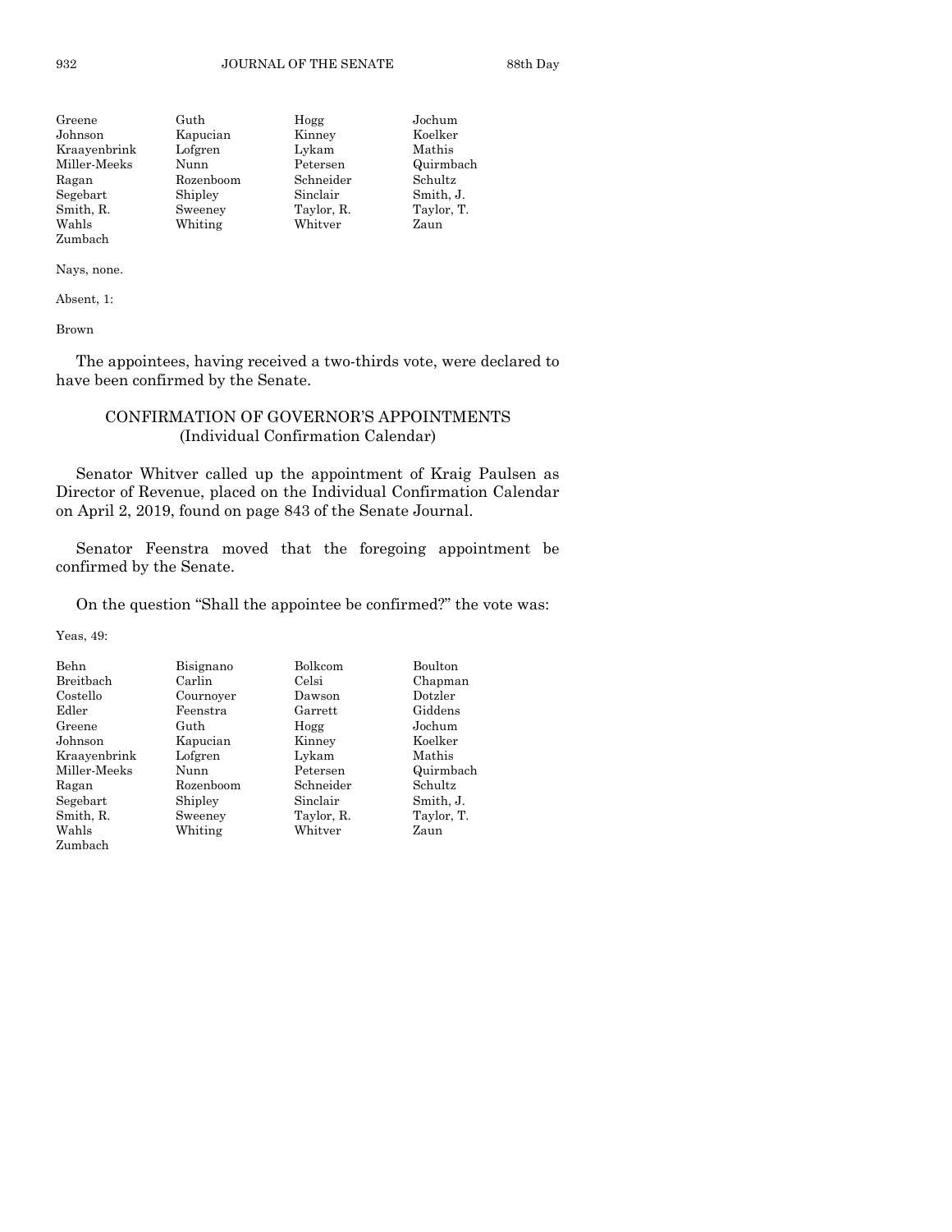| | | | |
|---|---|---|---|
| Greene | Guth | Hogg | Jochum |
| Johnson | Kapucian | Kinney | Koelker |
| Kraayenbrink | Lofgren | Lykam | Mathis |
| Miller-Meeks | Nunn | Petersen | Quirmbach |
| Ragan | Rozenboom | Schneider | Schultz |
| Segebart | Shipley | Sinclair | Smith, J. |
| Smith, R. | Sweeney | Taylor, R. | Taylor, T. |
| Wahls | Whiting | Whitver | Zaun |
| Zumbach | | | |

Nays, none.

Absent, 1:

Brown

The appointees, having received a two-thirds vote, were declared to have been confirmed by the Senate.

## CONFIRMATION OF GOVERNOR'S APPOINTMENTS
### (Individual Confirmation Calendar)

Senator Whitver called up the appointment of Kraig Paulsen as Director of Revenue, placed on the Individual Confirmation Calendar on April 2, 2019, found on page 843 of the Senate Journal.

Senator Feenstra moved that the foregoing appointment be confirmed by the Senate.

On the question "Shall the appointee be confirmed?" the vote was:

Yeas, 49:

| | | | |
|---|---|---|---|
| Behn | Bisignano | Bolkcom | Boulton |
| Breitbach | Carlin | Celsi | Chapman |
| Costello | Cournoyer | Dawson | Dotzler |
| Edler | Feenstra | Garrett | Giddens |
| Greene | Guth | Hogg | Jochum |
| Johnson | Kapucian | Kinney | Koelker |
| Kraayenbrink | Lofgren | Lykam | Mathis |
| Miller-Meeks | Nunn | Petersen | Quirmbach |
| Ragan | Rozenboom | Schneider | Schultz |
| Segebart | Shipley | Sinclair | Smith, J. |
| Smith, R. | Sweeney | Taylor, R. | Taylor, T. |
| Wahls | Whiting | Whitver | Zaun |
| Zumbach | | | |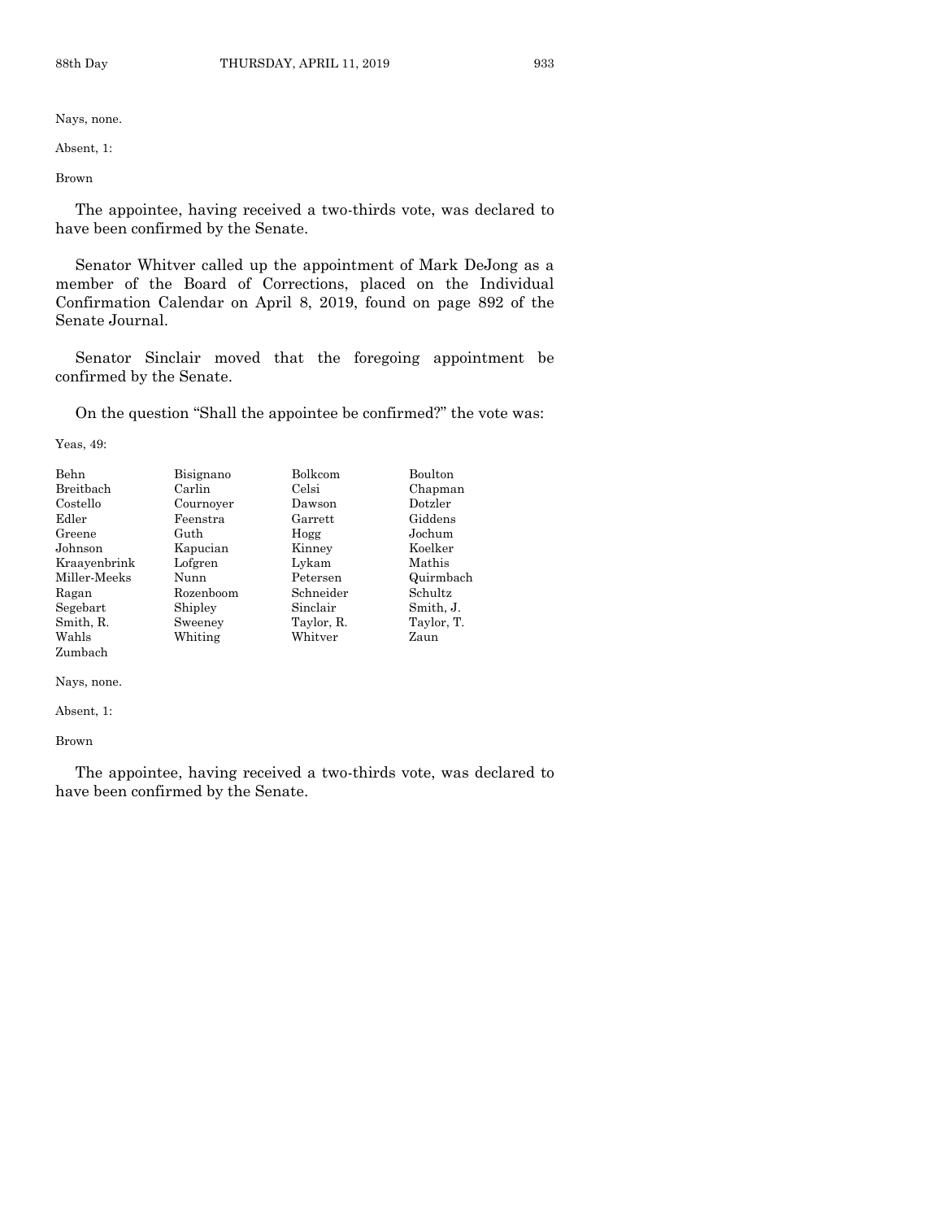Nays, none.

Absent, 1:

Brown

The appointee, having received a two-thirds vote, was declared to have been confirmed by the Senate.

Senator Whitver called up the appointment of Mark DeJong as a member of the Board of Corrections, placed on the Individual Confirmation Calendar on April 8, 2019, found on page 892 of the Senate Journal.

Senator Sinclair moved that the foregoing appointment be confirmed by the Senate.

On the question "Shall the appointee be confirmed?" the vote was:

Yeas, 49:

| | | | |
|---|---|---|---|
| Behn | Bisignano | Bolkcom | Boulton |
| Breitbach | Carlin | Celsi | Chapman |
| Costello | Cournoyer | Dawson | Dotzler |
| Edler | Feenstra | Garrett | Giddens |
| Greene | Guth | Hogg | Jochum |
| Johnson | Kapucian | Kinney | Koelker |
| Kraayenbrink | Lofgren | Lykam | Mathis |
| Miller-Meeks | Nunn | Petersen | Quirmbach |
| Ragan | Rozenboom | Schneider | Schultz |
| Segebart | Shipley | Sinclair | Smith, J. |
| Smith, R. | Sweeney | Taylor, R. | Taylor, T. |
| Wahls | Whiting | Whitver | Zaun |
| Zumbach | | | |

Nays, none.

Absent, 1:

Brown

The appointee, having received a two-thirds vote, was declared to have been confirmed by the Senate.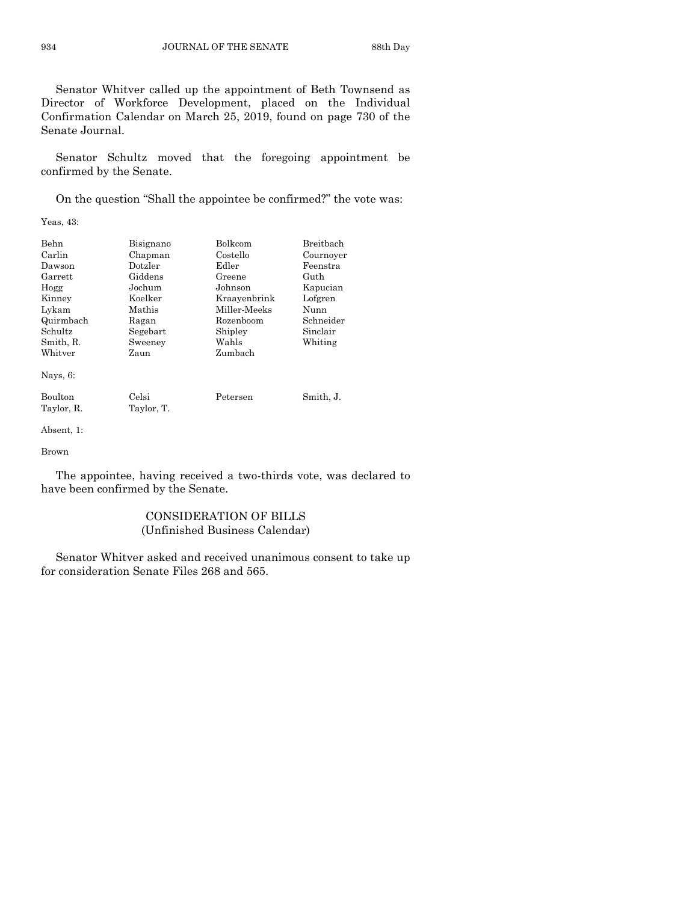Senator Whitver called up the appointment of Beth Townsend as Director of Workforce Development, placed on the Individual Confirmation Calendar on March 25, 2019, found on page 730 of the Senate Journal.

Senator Schultz moved that the foregoing appointment be confirmed by the Senate.

On the question "Shall the appointee be confirmed?" the vote was:

Yeas, 43:

| | | | |
|---|---|---|---|
| Behn | Bisignano | Bolkcom | Breitbach |
| Carlin | Chapman | Costello | Cournoyer |
| Dawson | Dotzler | Edler | Feenstra |
| Garrett | Giddens | Greene | Guth |
| Hogg | Jochum | Johnson | Kapucian |
| Kinney | Koelker | Kraayenbrink | Lofgren |
| Lykam | Mathis | Miller-Meeks | Nunn |
| Quirmbach | Ragan | Rozenboom | Schneider |
| Schultz | Segebart | Shipley | Sinclair |
| Smith, R. | Sweeney | Wahls | Whiting |
| Whitver | Zaun | Zumbach | |

Nays, 6:

| | | | |
|---|---|---|---|
| Boulton | Celsi | Petersen | Smith, J. |
| Taylor, R. | Taylor, T. | | |

Absent, 1:

Brown

The appointee, having received a two-thirds vote, was declared to have been confirmed by the Senate.

## CONSIDERATION OF BILLS
## (Unfinished Business Calendar)

Senator Whitver asked and received unanimous consent to take up for consideration Senate Files 268 and 565.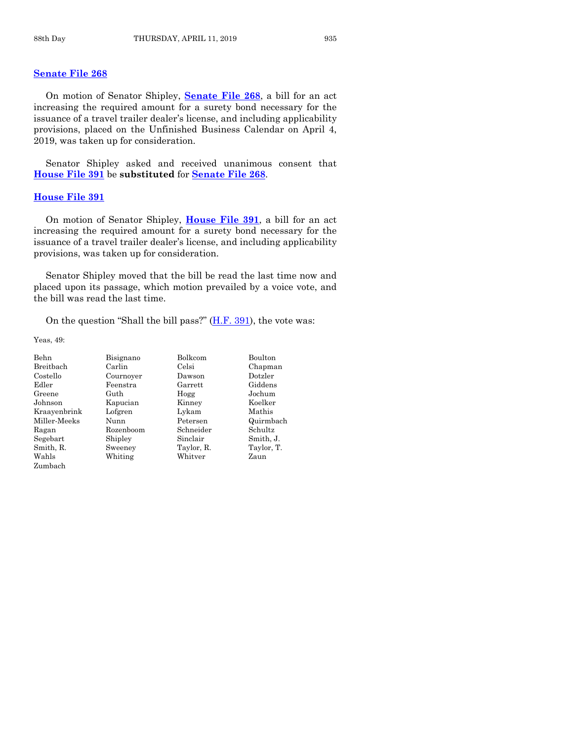### Senate File 268

On motion of Senator Shipley, **Senate File 268**, a bill for an act increasing the required amount for a surety bond necessary for the issuance of a travel trailer dealer's license, and including applicability provisions, placed on the Unfinished Business Calendar on April 4, 2019, was taken up for consideration.

Senator Shipley asked and received unanimous consent that **House File 391** be **substituted** for **Senate File 268**.

### House File 391

On motion of Senator Shipley, **House File 391**, a bill for an act increasing the required amount for a surety bond necessary for the issuance of a travel trailer dealer's license, and including applicability provisions, was taken up for consideration.

Senator Shipley moved that the bill be read the last time now and placed upon its passage, which motion prevailed by a voice vote, and the bill was read the last time.

On the question "Shall the bill pass?" (H.F. 391), the vote was:

Yeas, 49:

| | | | |
|---|---|---|---|
| Behn | Bisignano | Bolkcom | Boulton |
| Breitbach | Carlin | Celsi | Chapman |
| Costello | Cournoyer | Dawson | Dotzler |
| Edler | Feenstra | Garrett | Giddens |
| Greene | Guth | Hogg | Jochum |
| Johnson | Kapucian | Kinney | Koelker |
| Kraayenbrink | Lofgren | Lykam | Mathis |
| Miller-Meeks | Nunn | Petersen | Quirmbach |
| Ragan | Rozenboom | Schneider | Schultz |
| Segebart | Shipley | Sinclair | Smith, J. |
| Smith, R. | Sweeney | Taylor, R. | Taylor, T. |
| Wahls | Whiting | Whitver | Zaun |
| Zumbach | | | |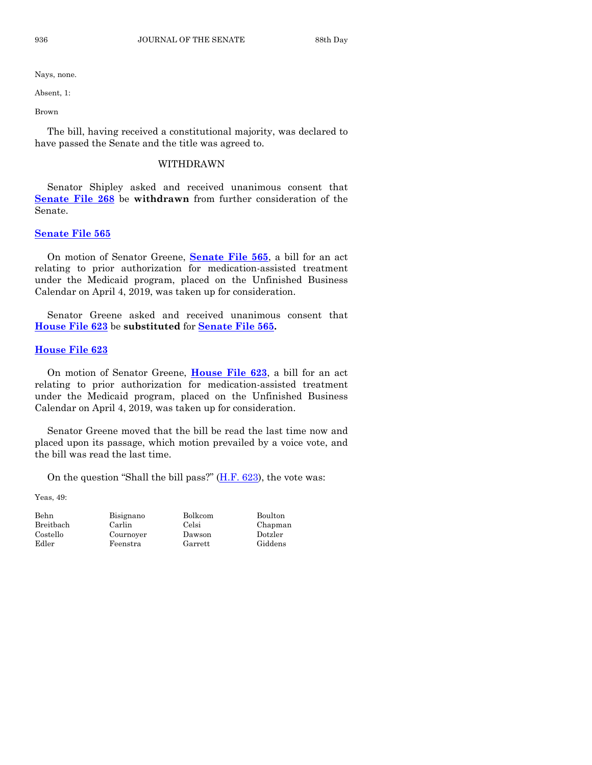Nays, none.

Absent, 1:

Brown

The bill, having received a constitutional majority, was declared to have passed the Senate and the title was agreed to.

WITHDRAWN

Senator Shipley asked and received unanimous consent that **Senate File 268** be **withdrawn** from further consideration of the Senate.

**Senate File 565**

On motion of Senator Greene, **Senate File 565**, a bill for an act relating to prior authorization for medication-assisted treatment under the Medicaid program, placed on the Unfinished Business Calendar on April 4, 2019, was taken up for consideration.

Senator Greene asked and received unanimous consent that **House File 623** be **substituted** for **Senate File 565.**

**House File 623**

On motion of Senator Greene, **House File 623**, a bill for an act relating to prior authorization for medication-assisted treatment under the Medicaid program, placed on the Unfinished Business Calendar on April 4, 2019, was taken up for consideration.

Senator Greene moved that the bill be read the last time now and placed upon its passage, which motion prevailed by a voice vote, and the bill was read the last time.

On the question "Shall the bill pass?" (H.F. 623), the vote was:

Yeas, 49:

| | | | |
|---|---|---|---|
| Behn | Bisignano | Bolkcom | Boulton |
| Breitbach | Carlin | Celsi | Chapman |
| Costello | Cournoyer | Dawson | Dotzler |
| Edler | Feenstra | Garrett | Giddens |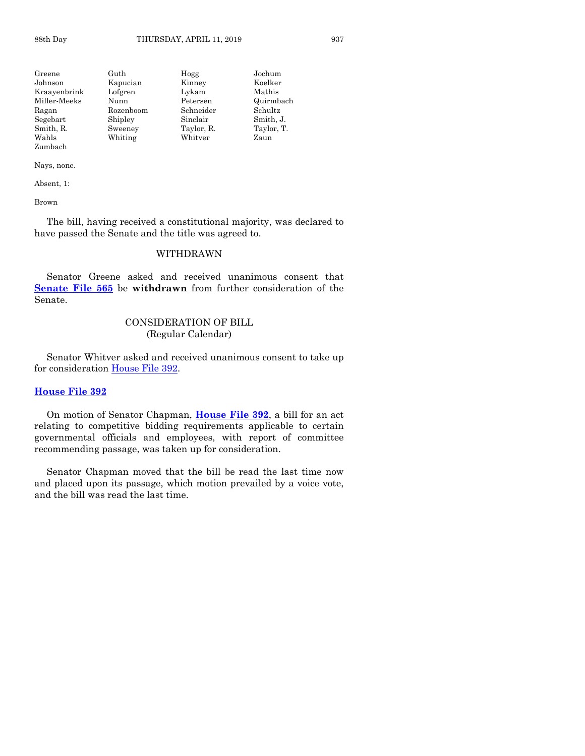| | | | |
|---|---|---|---|
| Greene | Guth | Hogg | Jochum |
| Johnson | Kapucian | Kinney | Koelker |
| Kraayenbrink | Lofgren | Lykam | Mathis |
| Miller-Meeks | Nunn | Petersen | Quirmbach |
| Ragan | Rozenboom | Schneider | Schultz |
| Segebart | Shipley | Sinclair | Smith, J. |
| Smith, R. | Sweeney | Taylor, R. | Taylor, T. |
| Wahls | Whiting | Whitver | Zaun |
| Zumbach | | | |

Nays, none.

Absent, 1:

Brown

The bill, having received a constitutional majority, was declared to have passed the Senate and the title was agreed to.

## WITHDRAWN

Senator Greene asked and received unanimous consent that **Senate File 565** be **withdrawn** from further consideration of the Senate.

## CONSIDERATION OF BILL
(Regular Calendar)

Senator Whitver asked and received unanimous consent to take up for consideration House File 392.

### House File 392

On motion of Senator Chapman, **House File 392**, a bill for an act relating to competitive bidding requirements applicable to certain governmental officials and employees, with report of committee recommending passage, was taken up for consideration.

Senator Chapman moved that the bill be read the last time now and placed upon its passage, which motion prevailed by a voice vote, and the bill was read the last time.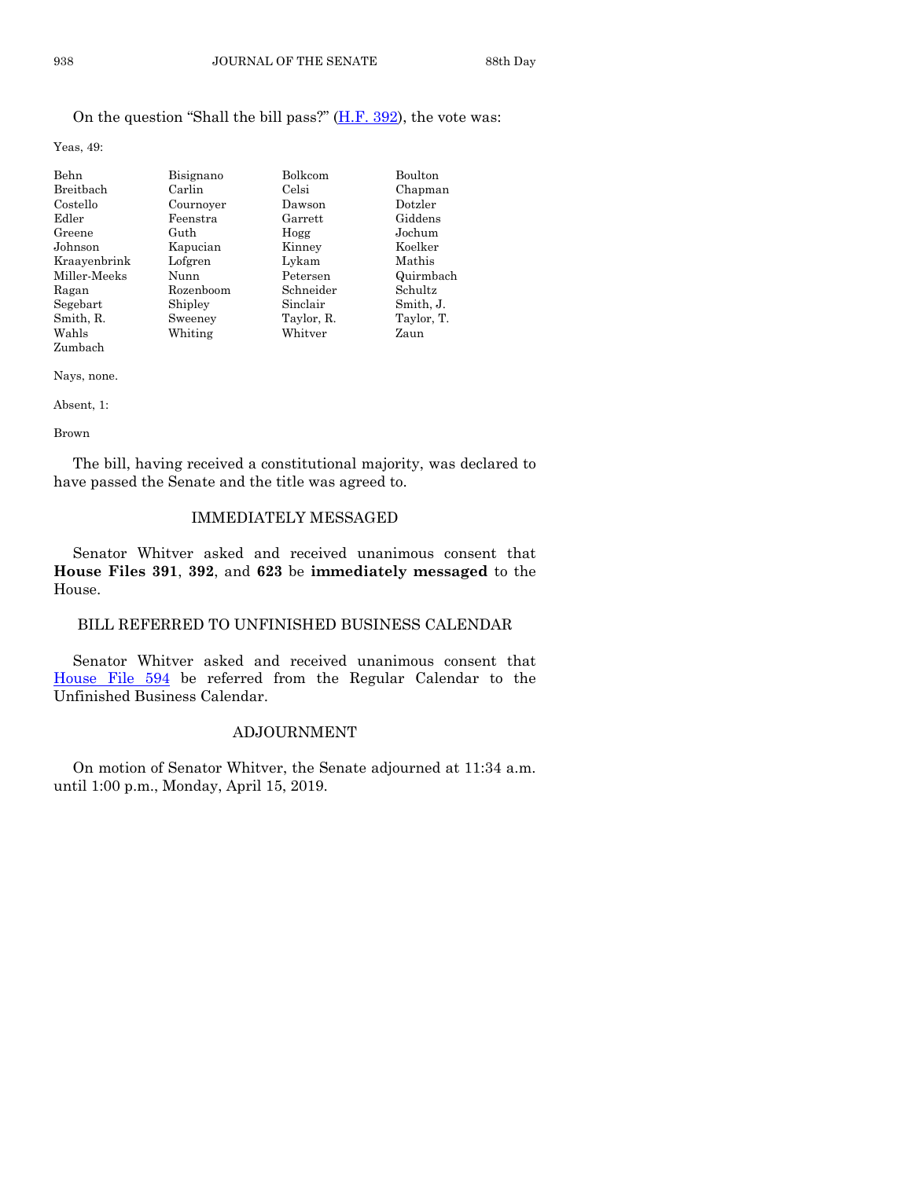On the question "Shall the bill pass?" (H.F. 392), the vote was:

Yeas, 49:

| | | | |
|---|---|---|---|
| Behn | Bisignano | Bolkcom | Boulton |
| Breitbach | Carlin | Celsi | Chapman |
| Costello | Cournoyer | Dawson | Dotzler |
| Edler | Feenstra | Garrett | Giddens |
| Greene | Guth | Hogg | Jochum |
| Johnson | Kapucian | Kinney | Koelker |
| Kraayenbrink | Lofgren | Lykam | Mathis |
| Miller-Meeks | Nunn | Petersen | Quirmbach |
| Ragan | Rozenboom | Schneider | Schultz |
| Segebart | Shipley | Sinclair | Smith, J. |
| Smith, R. | Sweeney | Taylor, R. | Taylor, T. |
| Wahls | Whiting | Whitver | Zaun |
| Zumbach | | | |

Nays, none.

Absent, 1:

Brown

The bill, having received a constitutional majority, was declared to have passed the Senate and the title was agreed to.

## IMMEDIATELY MESSAGED

Senator Whitver asked and received unanimous consent that **House Files 391**, **392**, and **623** be **immediately messaged** to the House.

## BILL REFERRED TO UNFINISHED BUSINESS CALENDAR

Senator Whitver asked and received unanimous consent that House File 594 be referred from the Regular Calendar to the Unfinished Business Calendar.

## ADJOURNMENT

On motion of Senator Whitver, the Senate adjourned at 11:34 a.m. until 1:00 p.m., Monday, April 15, 2019.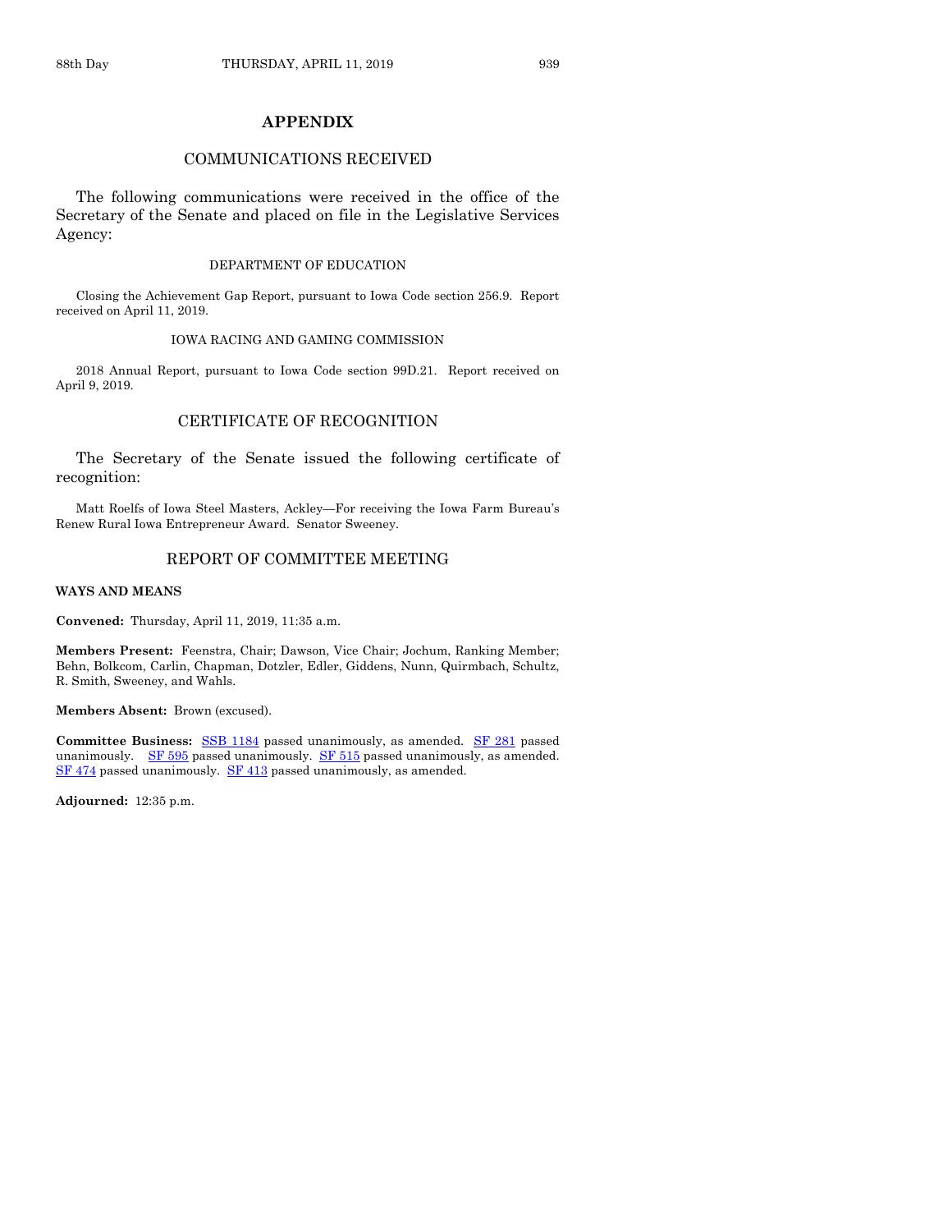# APPENDIX

## COMMUNICATIONS RECEIVED

The following communications were received in the office of the Secretary of the Senate and placed on file in the Legislative Services Agency:

### DEPARTMENT OF EDUCATION

Closing the Achievement Gap Report, pursuant to Iowa Code section 256.9. Report received on April 11, 2019.

### IOWA RACING AND GAMING COMMISSION

2018 Annual Report, pursuant to Iowa Code section 99D.21. Report received on April 9, 2019.

## CERTIFICATE OF RECOGNITION

The Secretary of the Senate issued the following certificate of recognition:

Matt Roelfs of Iowa Steel Masters, Ackley—For receiving the Iowa Farm Bureau's Renew Rural Iowa Entrepreneur Award. Senator Sweeney.

## REPORT OF COMMITTEE MEETING

**WAYS AND MEANS**

**Convened:** Thursday, April 11, 2019, 11:35 a.m.

**Members Present:** Feenstra, Chair; Dawson, Vice Chair; Jochum, Ranking Member; Behn, Bolkcom, Carlin, Chapman, Dotzler, Edler, Giddens, Nunn, Quirmbach, Schultz, R. Smith, Sweeney, and Wahls.

**Members Absent:** Brown (excused).

**Committee Business:** SSB 1184 passed unanimously, as amended. SF 281 passed unanimously. SF 595 passed unanimously. SF 515 passed unanimously, as amended. SF 474 passed unanimously. SF 413 passed unanimously, as amended.

**Adjourned:** 12:35 p.m.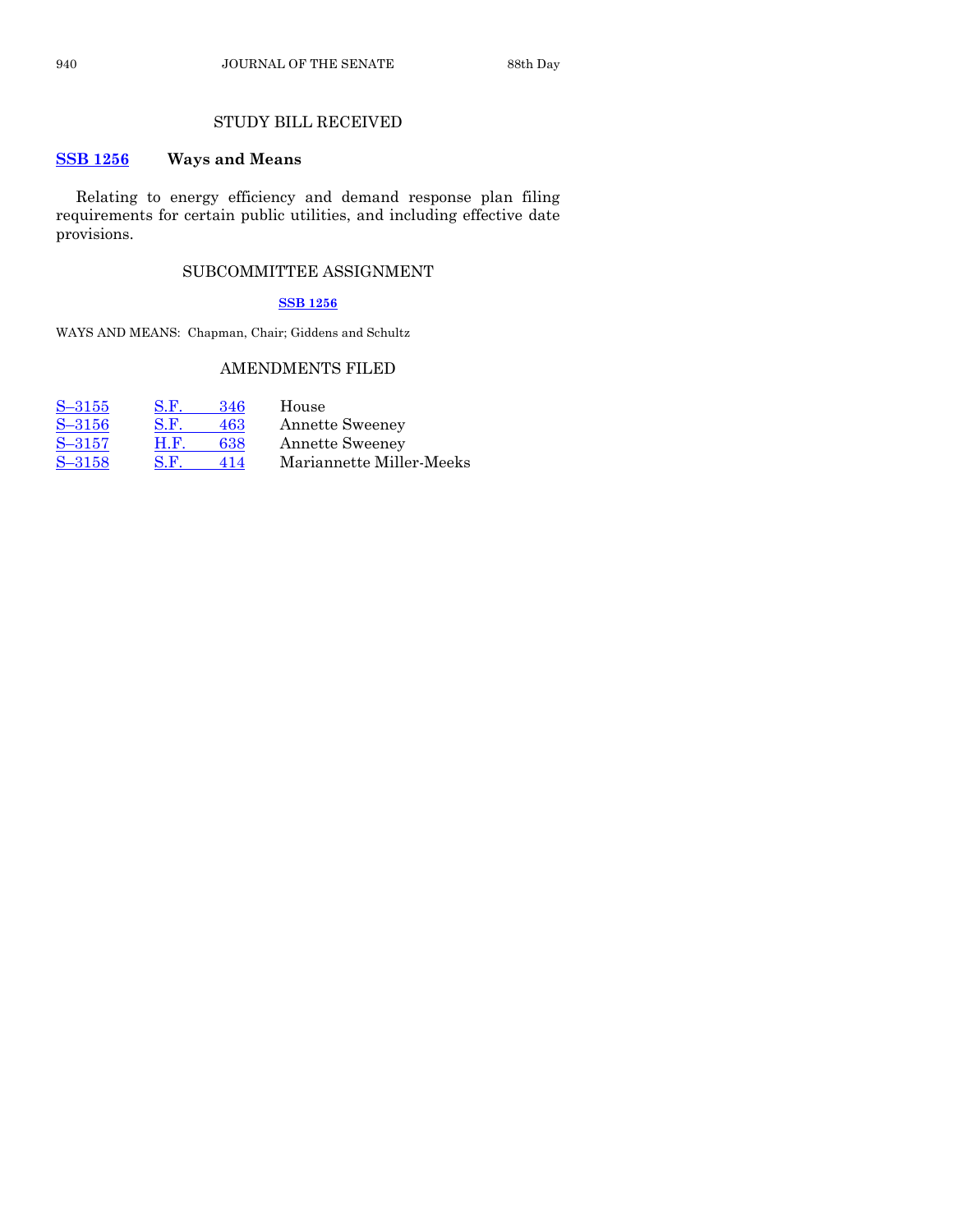## STUDY BILL RECEIVED

**SSB 1256 Ways and Means**

Relating to energy efficiency and demand response plan filing requirements for certain public utilities, and including effective date provisions.

## SUBCOMMITTEE ASSIGNMENT

**SSB 1256**

WAYS AND MEANS: Chapman, Chair; Giddens and Schultz

## AMENDMENTS FILED

| | | |
|---|---|---|
| S–3155 | S.F. 346 | House |
| S–3156 | S.F. 463 | Annette Sweeney |
| S–3157 | H.F. 638 | Annette Sweeney |
| S–3158 | S.F. 414 | Mariannette Miller-Meeks |